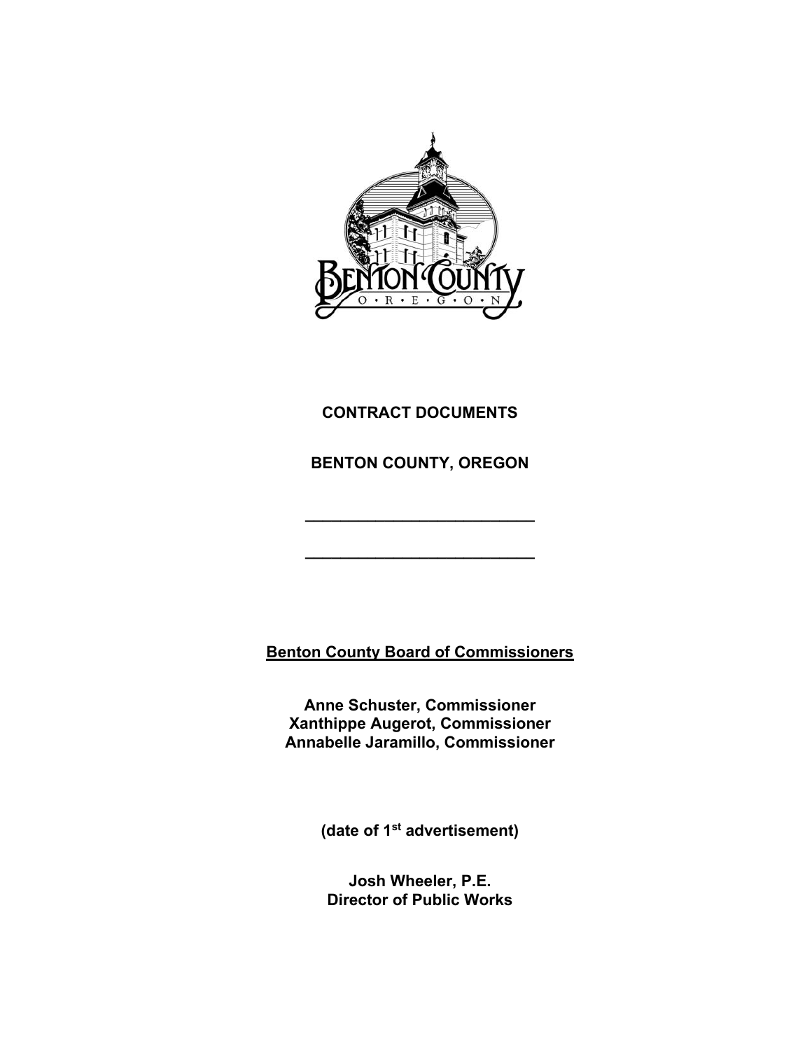# CONTRACT DOCUMENTS

# BENTON COUNTY, OREGON

\_\_\_\_\_\_\_\_\_\_\_\_\_\_\_\_\_\_\_\_\_\_\_\_\_\_\_\_

\_\_\_\_\_\_\_\_\_\_\_\_\_\_\_\_\_\_\_\_\_\_\_\_\_\_\_\_

**Benton County Board of Commissioners**

**Anne Schuster, Commissioner**
**Xanthippe Augerot, Commissioner**
**Annabelle Jaramillo, Commissioner**

**(date of 1st advertisement)**

**Josh Wheeler, P.E.**
**Director of Public Works**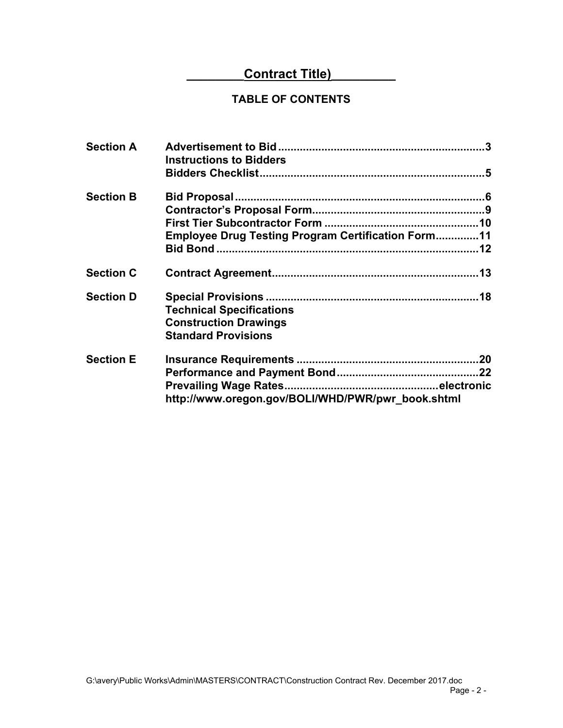# ________Contract Title)_________

## TABLE OF CONTENTS

| | | |
|---|---|---|
| **Section A** | **Advertisement to Bid** | **3** |
| | **Instructions to Bidders** | |
| | **Bidders Checklist** | **5** |
| **Section B** | **Bid Proposal** | **6** |
| | **Contractor's Proposal Form** | **9** |
| | **First Tier Subcontractor Form** | **10** |
| | **Employee Drug Testing Program Certification Form** | **11** |
| | **Bid Bond** | **12** |
| **Section C** | **Contract Agreement** | **13** |
| **Section D** | **Special Provisions** | **18** |
| | **Technical Specifications** | |
| | **Construction Drawings** | |
| | **Standard Provisions** | |
| **Section E** | **Insurance Requirements** | **20** |
| | **Performance and Payment Bond** | **22** |
| | **Prevailing Wage Rates** | **electronic** |
| | **http://www.oregon.gov/BOLI/WHD/PWR/pwr_book.shtml** | |

G:\avery\Public Works\Admin\MASTERS\CONTRACT\Construction Contract Rev. December 2017.doc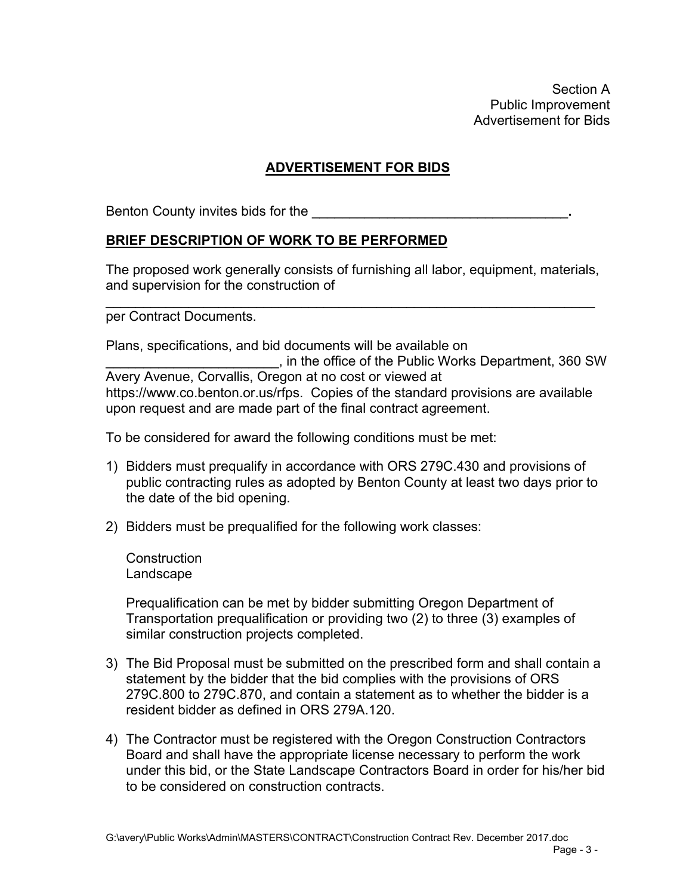Section A
Public Improvement
Advertisement for Bids

## ADVERTISEMENT FOR BIDS

Benton County invites bids for the __________________________________**.**

### BRIEF DESCRIPTION OF WORK TO BE PERFORMED

The proposed work generally consists of furnishing all labor, equipment, materials, and supervision for the construction of

__________________________________________________________________
per Contract Documents.

Plans, specifications, and bid documents will be available on _______________________, in the office of the Public Works Department, 360 SW Avery Avenue, Corvallis, Oregon at no cost or viewed at https://www.co.benton.or.us/rfps. Copies of the standard provisions are available upon request and are made part of the final contract agreement.

To be considered for award the following conditions must be met:

1) Bidders must prequalify in accordance with ORS 279C.430 and provisions of public contracting rules as adopted by Benton County at least two days prior to the date of the bid opening.

2) Bidders must be prequalified for the following work classes:

   Construction
   Landscape

   Prequalification can be met by bidder submitting Oregon Department of Transportation prequalification or providing two (2) to three (3) examples of similar construction projects completed.

3) The Bid Proposal must be submitted on the prescribed form and shall contain a statement by the bidder that the bid complies with the provisions of ORS 279C.800 to 279C.870, and contain a statement as to whether the bidder is a resident bidder as defined in ORS 279A.120.

4) The Contractor must be registered with the Oregon Construction Contractors Board and shall have the appropriate license necessary to perform the work under this bid, or the State Landscape Contractors Board in order for his/her bid to be considered on construction contracts.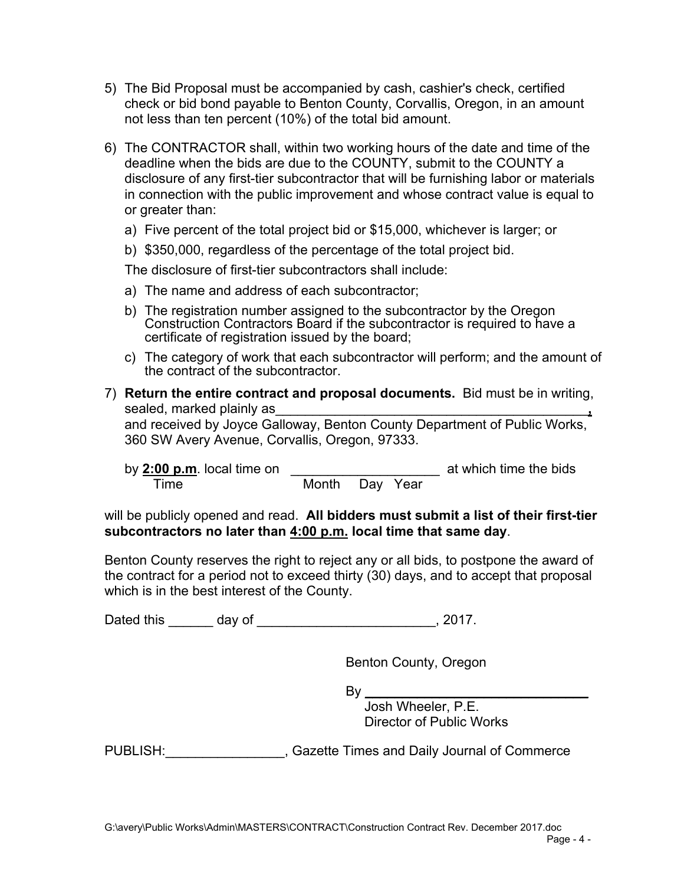5) The Bid Proposal must be accompanied by cash, cashier's check, certified check or bid bond payable to Benton County, Corvallis, Oregon, in an amount not less than ten percent (10%) of the total bid amount.

6) The CONTRACTOR shall, within two working hours of the date and time of the deadline when the bids are due to the COUNTY, submit to the COUNTY a disclosure of any first-tier subcontractor that will be furnishing labor or materials in connection with the public improvement and whose contract value is equal to or greater than:

   a) Five percent of the total project bid or $15,000, whichever is larger; or

   b) $350,000, regardless of the percentage of the total project bid.

   The disclosure of first-tier subcontractors shall include:

   a) The name and address of each subcontractor;

   b) The registration number assigned to the subcontractor by the Oregon Construction Contractors Board if the subcontractor is required to have a certificate of registration issued by the board;

   c) The category of work that each subcontractor will perform; and the amount of the contract of the subcontractor.

7) **Return the entire contract and proposal documents.** Bid must be in writing, sealed, marked plainly as____________________________________________, and received by Joyce Galloway, Benton County Department of Public Works, 360 SW Avery Avenue, Corvallis, Oregon, 97333.

   by **2:00 p.m**. local time on ____________________ at which time the bids
   Time Month Day Year

will be publicly opened and read. **All bidders must submit a list of their first-tier subcontractors no later than 4:00 p.m. local time that same day**.

Benton County reserves the right to reject any or all bids, to postpone the award of the contract for a period not to exceed thirty (30) days, and to accept that proposal which is in the best interest of the County.

Dated this ______ day of ________________________, 2017.

Benton County, Oregon

By ______________________________
Josh Wheeler, P.E.
Director of Public Works

PUBLISH:________________, Gazette Times and Daily Journal of Commerce

G:\avery\Public Works\Admin\MASTERS\CONTRACT\Construction Contract Rev. December 2017.doc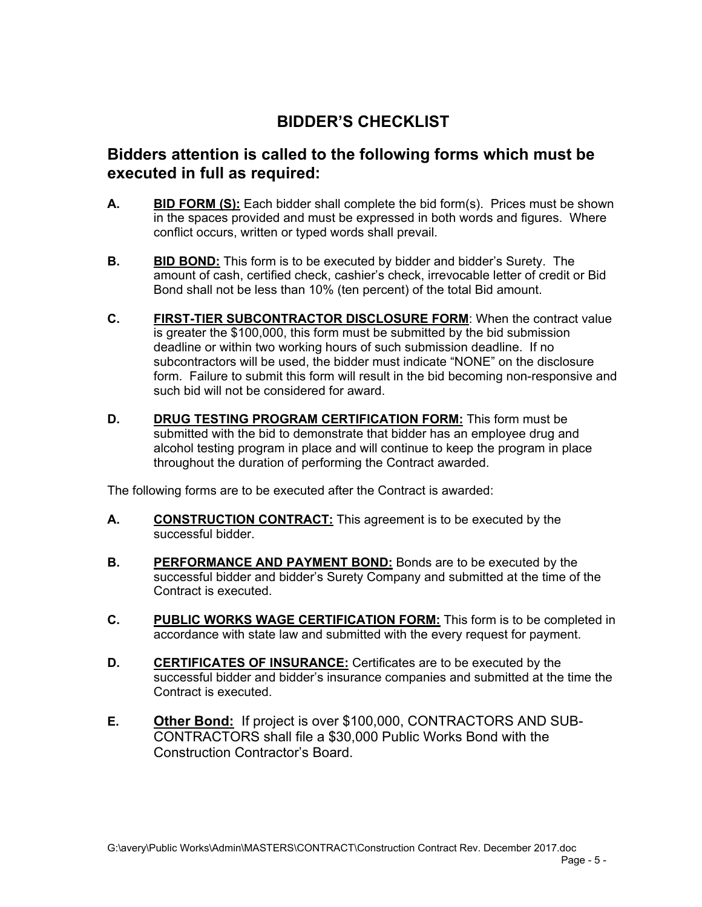# BIDDER'S CHECKLIST

## Bidders attention is called to the following forms which must be executed in full as required:

**A.** **<u>BID FORM (S):</u>** Each bidder shall complete the bid form(s). Prices must be shown in the spaces provided and must be expressed in both words and figures. Where conflict occurs, written or typed words shall prevail.

**B.** **<u>BID BOND:</u>** This form is to be executed by bidder and bidder's Surety. The amount of cash, certified check, cashier's check, irrevocable letter of credit or Bid Bond shall not be less than 10% (ten percent) of the total Bid amount.

**C.** **<u>FIRST-TIER SUBCONTRACTOR DISCLOSURE FORM</u>**: When the contract value is greater the $100,000, this form must be submitted by the bid submission deadline or within two working hours of such submission deadline. If no subcontractors will be used, the bidder must indicate "NONE" on the disclosure form. Failure to submit this form will result in the bid becoming non-responsive and such bid will not be considered for award.

**D.** **<u>DRUG TESTING PROGRAM CERTIFICATION FORM:</u>** This form must be submitted with the bid to demonstrate that bidder has an employee drug and alcohol testing program in place and will continue to keep the program in place throughout the duration of performing the Contract awarded.

The following forms are to be executed after the Contract is awarded:

**A.** **<u>CONSTRUCTION CONTRACT:</u>** This agreement is to be executed by the successful bidder.

**B.** **<u>PERFORMANCE AND PAYMENT BOND:</u>** Bonds are to be executed by the successful bidder and bidder's Surety Company and submitted at the time of the Contract is executed.

**C.** **<u>PUBLIC WORKS WAGE CERTIFICATION FORM:</u>** This form is to be completed in accordance with state law and submitted with the every request for payment.

**D.** **<u>CERTIFICATES OF INSURANCE:</u>** Certificates are to be executed by the successful bidder and bidder's insurance companies and submitted at the time the Contract is executed.

**E.** **<u>Other Bond:</u>** If project is over $100,000, CONTRACTORS AND SUB-CONTRACTORS shall file a $30,000 Public Works Bond with the Construction Contractor's Board.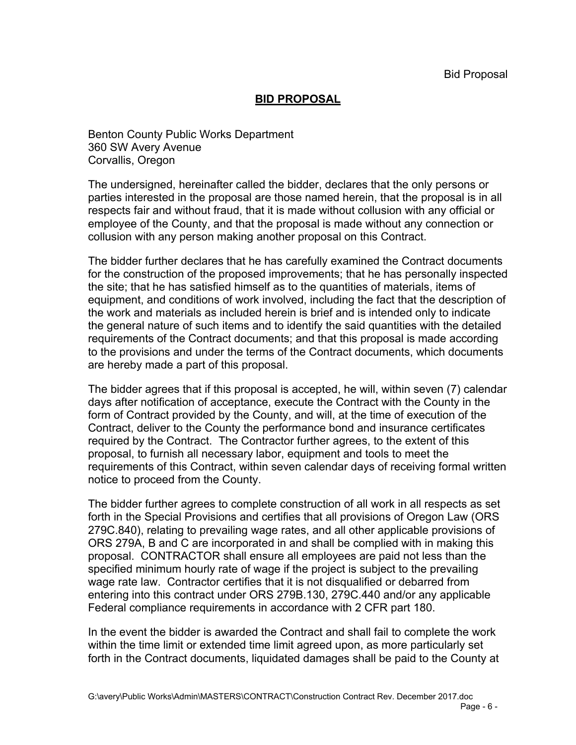## BID PROPOSAL

Benton County Public Works Department
360 SW Avery Avenue
Corvallis, Oregon

The undersigned, hereinafter called the bidder, declares that the only persons or parties interested in the proposal are those named herein, that the proposal is in all respects fair and without fraud, that it is made without collusion with any official or employee of the County, and that the proposal is made without any connection or collusion with any person making another proposal on this Contract.

The bidder further declares that he has carefully examined the Contract documents for the construction of the proposed improvements; that he has personally inspected the site; that he has satisfied himself as to the quantities of materials, items of equipment, and conditions of work involved, including the fact that the description of the work and materials as included herein is brief and is intended only to indicate the general nature of such items and to identify the said quantities with the detailed requirements of the Contract documents; and that this proposal is made according to the provisions and under the terms of the Contract documents, which documents are hereby made a part of this proposal.

The bidder agrees that if this proposal is accepted, he will, within seven (7) calendar days after notification of acceptance, execute the Contract with the County in the form of Contract provided by the County, and will, at the time of execution of the Contract, deliver to the County the performance bond and insurance certificates required by the Contract. The Contractor further agrees, to the extent of this proposal, to furnish all necessary labor, equipment and tools to meet the requirements of this Contract, within seven calendar days of receiving formal written notice to proceed from the County.

The bidder further agrees to complete construction of all work in all respects as set forth in the Special Provisions and certifies that all provisions of Oregon Law (ORS 279C.840), relating to prevailing wage rates, and all other applicable provisions of ORS 279A, B and C are incorporated in and shall be complied with in making this proposal. CONTRACTOR shall ensure all employees are paid not less than the specified minimum hourly rate of wage if the project is subject to the prevailing wage rate law. Contractor certifies that it is not disqualified or debarred from entering into this contract under ORS 279B.130, 279C.440 and/or any applicable Federal compliance requirements in accordance with 2 CFR part 180.

In the event the bidder is awarded the Contract and shall fail to complete the work within the time limit or extended time limit agreed upon, as more particularly set forth in the Contract documents, liquidated damages shall be paid to the County at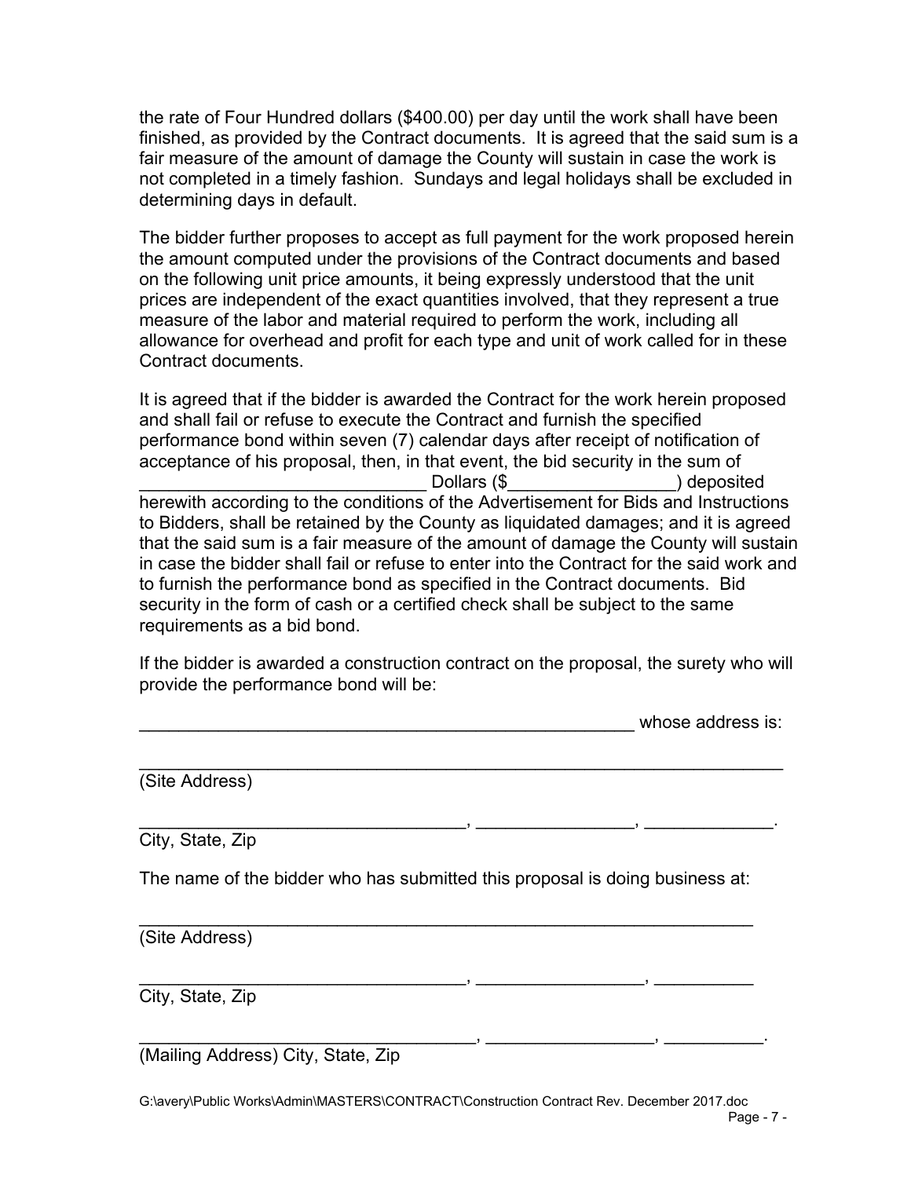the rate of Four Hundred dollars ($400.00) per day until the work shall have been finished, as provided by the Contract documents. It is agreed that the said sum is a fair measure of the amount of damage the County will sustain in case the work is not completed in a timely fashion. Sundays and legal holidays shall be excluded in determining days in default.

The bidder further proposes to accept as full payment for the work proposed herein the amount computed under the provisions of the Contract documents and based on the following unit price amounts, it being expressly understood that the unit prices are independent of the exact quantities involved, that they represent a true measure of the labor and material required to perform the work, including all allowance for overhead and profit for each type and unit of work called for in these Contract documents.

It is agreed that if the bidder is awarded the Contract for the work herein proposed and shall fail or refuse to execute the Contract and furnish the specified performance bond within seven (7) calendar days after receipt of notification of acceptance of his proposal, then, in that event, the bid security in the sum of _____________________________ Dollars ($_________________) deposited herewith according to the conditions of the Advertisement for Bids and Instructions to Bidders, shall be retained by the County as liquidated damages; and it is agreed that the said sum is a fair measure of the amount of damage the County will sustain in case the bidder shall fail or refuse to enter into the Contract for the said work and to furnish the performance bond as specified in the Contract documents. Bid security in the form of cash or a certified check shall be subject to the same requirements as a bid bond.

If the bidder is awarded a construction contract on the proposal, the surety who will provide the performance bond will be:

_____________________________________________________ whose address is:

_____________________________________________________________________
(Site Address)

__________________________________, ________________, _____________.
City, State, Zip

The name of the bidder who has submitted this proposal is doing business at:

_________________________________________________________________
(Site Address)

__________________________________, _________________, __________
City, State, Zip

___________________________________, _________________, __________.
(Mailing Address) City, State, Zip

G:\avery\Public Works\Admin\MASTERS\CONTRACT\Construction Contract Rev. December 2017.doc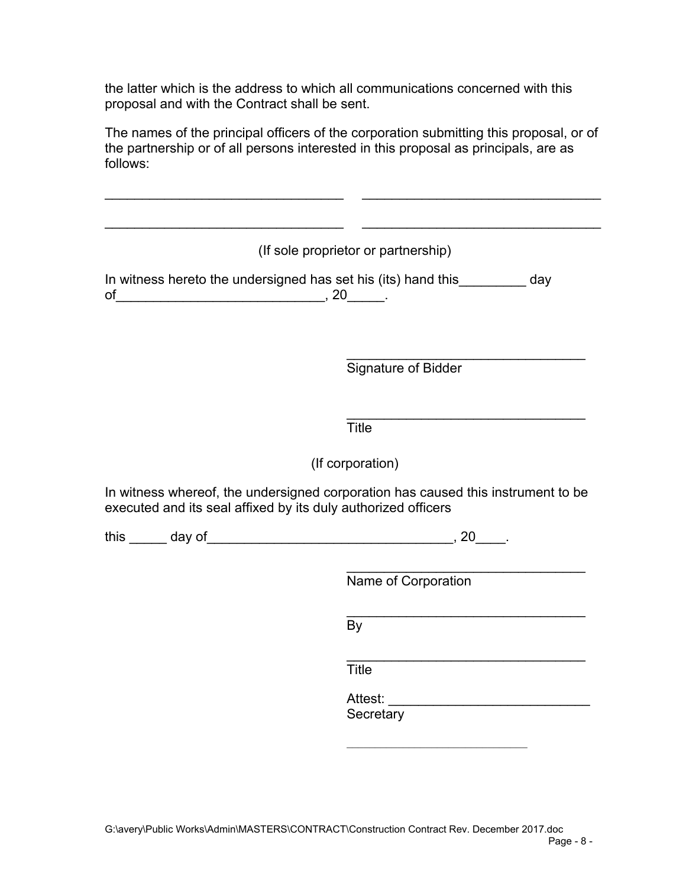the latter which is the address to which all communications concerned with this proposal and with the Contract shall be sent.

The names of the principal officers of the corporation submitting this proposal, or of the partnership or of all persons interested in this proposal as principals, are as follows:

________________________________ ________________________________

________________________________ ________________________________

(If sole proprietor or partnership)

In witness hereto the undersigned has set his (its) hand this_________ day of____________________________, 20_____.

________________________________
Signature of Bidder

________________________________
Title

(If corporation)

In witness whereof, the undersigned corporation has caused this instrument to be executed and its seal affixed by its duly authorized officers

this _____ day of________________________________, 20____.

________________________________
Name of Corporation

________________________________
By

________________________________
Title

Attest: __________________________
Secretary

G:\avery\Public Works\Admin\MASTERS\CONTRACT\Construction Contract Rev. December 2017.doc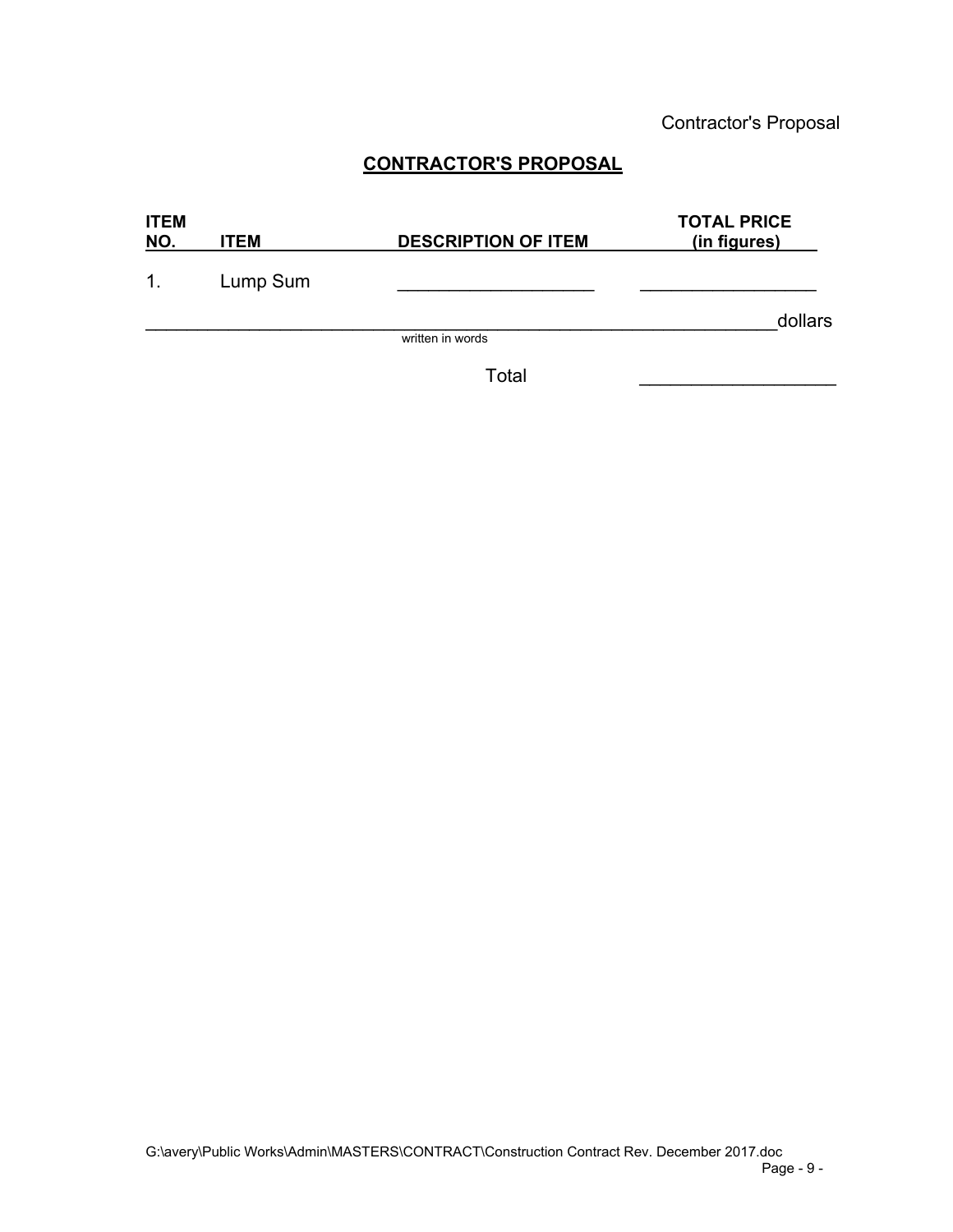## CONTRACTOR'S PROPOSAL

| ITEM NO. | ITEM | DESCRIPTION OF ITEM | TOTAL PRICE (in figures) |
|---|---|---|---|
| 1. | Lump Sum | ___________________ | _________________ |

____________________________________________________________dollars
written in words

Total ___________________

G:\avery\Public Works\Admin\MASTERS\CONTRACT\Construction Contract Rev. December 2017.doc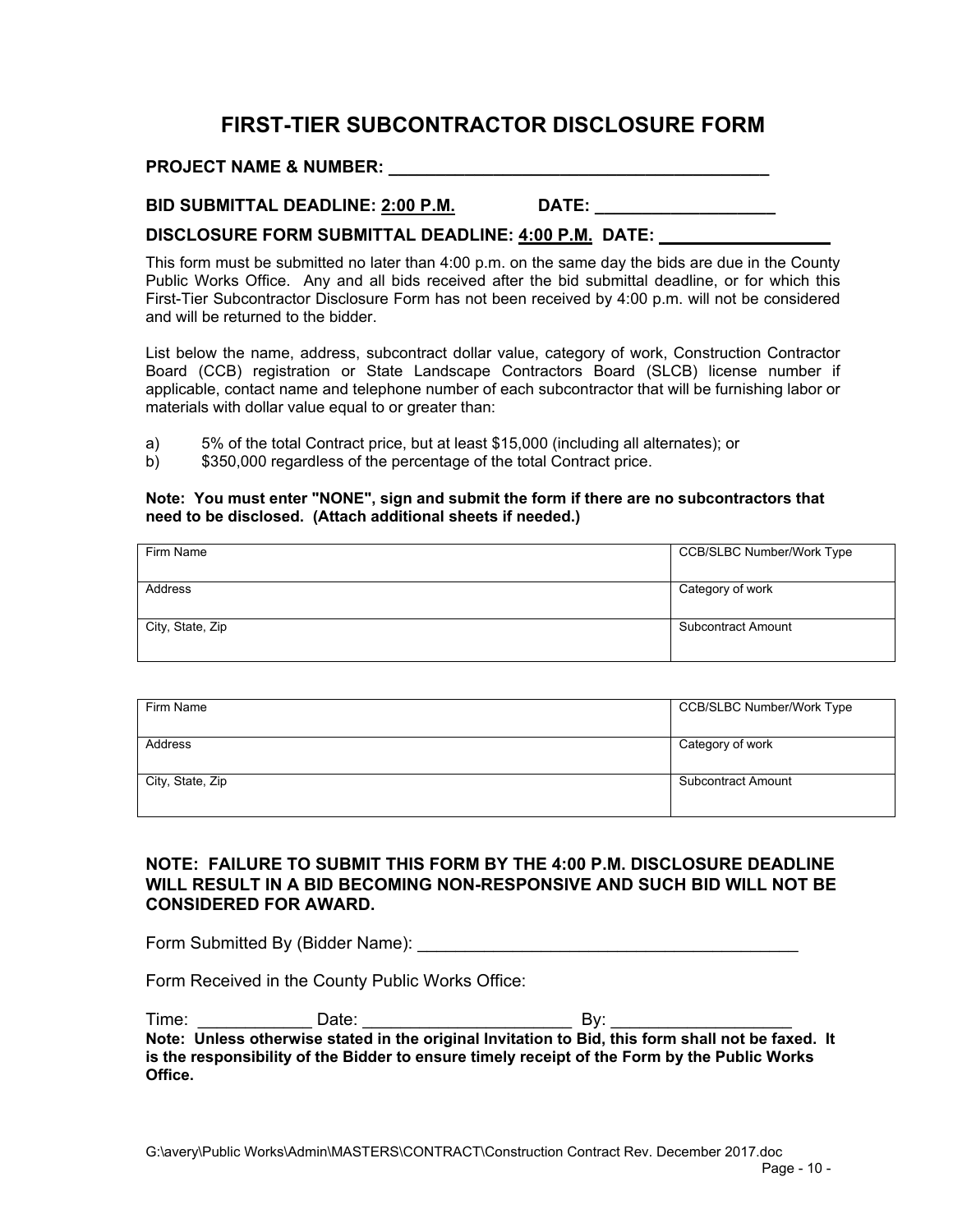# FIRST-TIER SUBCONTRACTOR DISCLOSURE FORM

**PROJECT NAME & NUMBER: ________________________________________**

**BID SUBMITTAL DEADLINE: 2:00 P.M.** **DATE: ___________________**

**DISCLOSURE FORM SUBMITTAL DEADLINE: 4:00 P.M. DATE: __________________**

This form must be submitted no later than 4:00 p.m. on the same day the bids are due in the County Public Works Office. Any and all bids received after the bid submittal deadline, or for which this First-Tier Subcontractor Disclosure Form has not been received by 4:00 p.m. will not be considered and will be returned to the bidder.

List below the name, address, subcontract dollar value, category of work, Construction Contractor Board (CCB) registration or State Landscape Contractors Board (SLCB) license number if applicable, contact name and telephone number of each subcontractor that will be furnishing labor or materials with dollar value equal to or greater than:

a) 5% of the total Contract price, but at least $15,000 (including all alternates); or
b) $350,000 regardless of the percentage of the total Contract price.

**Note: You must enter "NONE", sign and submit the form if there are no subcontractors that need to be disclosed. (Attach additional sheets if needed.)**

| Firm Name | CCB/SLBC Number/Work Type |
|---|---|
| Address | Category of work |
| City, State, Zip | Subcontract Amount |

| Firm Name | CCB/SLBC Number/Work Type |
|---|---|
| Address | Category of work |
| City, State, Zip | Subcontract Amount |

**NOTE: FAILURE TO SUBMIT THIS FORM BY THE 4:00 P.M. DISCLOSURE DEADLINE WILL RESULT IN A BID BECOMING NON-RESPONSIVE AND SUCH BID WILL NOT BE CONSIDERED FOR AWARD.**

Form Submitted By (Bidder Name): ________________________________________

Form Received in the County Public Works Office:

Time: ____________ Date: _______________________ By: ___________________

**Note: Unless otherwise stated in the original Invitation to Bid, this form shall not be faxed. It is the responsibility of the Bidder to ensure timely receipt of the Form by the Public Works Office.**

G:\avery\Public Works\Admin\MASTERS\CONTRACT\Construction Contract Rev. December 2017.doc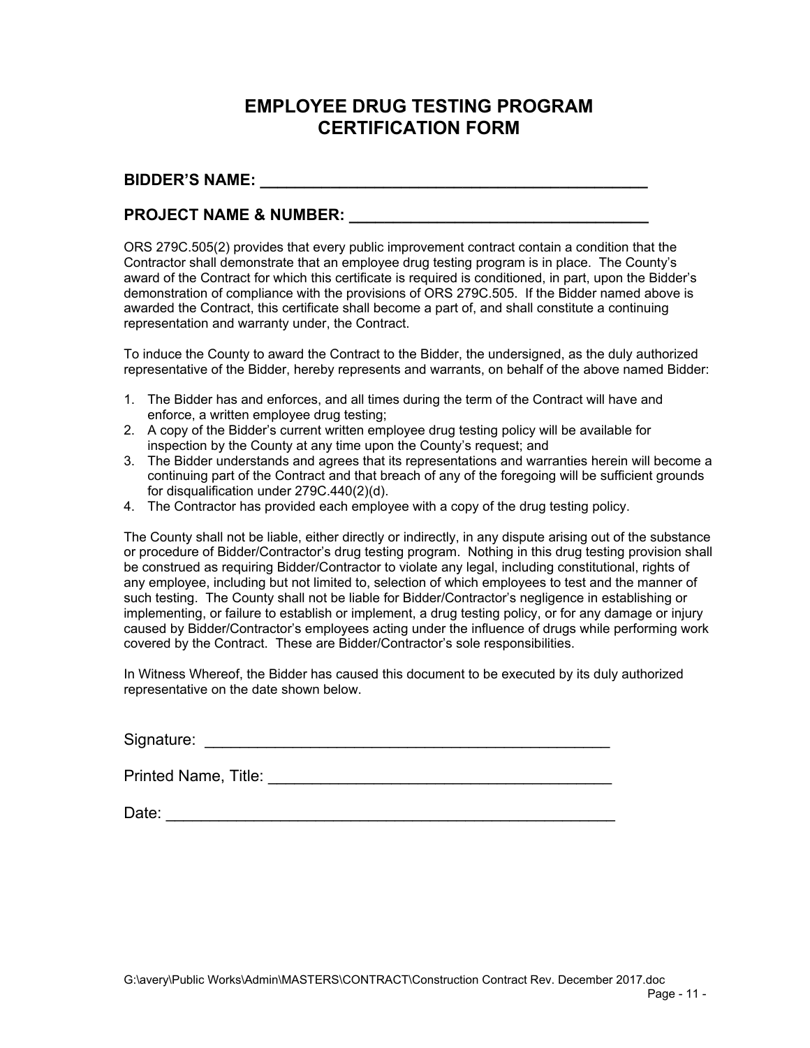# EMPLOYEE DRUG TESTING PROGRAM CERTIFICATION FORM

**BIDDER'S NAME: ____________________________________________**

**PROJECT NAME & NUMBER: ________________________________**

ORS 279C.505(2) provides that every public improvement contract contain a condition that the Contractor shall demonstrate that an employee drug testing program is in place. The County's award of the Contract for which this certificate is required is conditioned, in part, upon the Bidder's demonstration of compliance with the provisions of ORS 279C.505. If the Bidder named above is awarded the Contract, this certificate shall become a part of, and shall constitute a continuing representation and warranty under, the Contract.

To induce the County to award the Contract to the Bidder, the undersigned, as the duly authorized representative of the Bidder, hereby represents and warrants, on behalf of the above named Bidder:

1. The Bidder has and enforces, and all times during the term of the Contract will have and enforce, a written employee drug testing;
2. A copy of the Bidder's current written employee drug testing policy will be available for inspection by the County at any time upon the County's request; and
3. The Bidder understands and agrees that its representations and warranties herein will become a continuing part of the Contract and that breach of any of the foregoing will be sufficient grounds for disqualification under 279C.440(2)(d).
4. The Contractor has provided each employee with a copy of the drug testing policy.

The County shall not be liable, either directly or indirectly, in any dispute arising out of the substance or procedure of Bidder/Contractor's drug testing program. Nothing in this drug testing provision shall be construed as requiring Bidder/Contractor to violate any legal, including constitutional, rights of any employee, including but not limited to, selection of which employees to test and the manner of such testing. The County shall not be liable for Bidder/Contractor's negligence in establishing or implementing, or failure to establish or implement, a drug testing policy, or for any damage or injury caused by Bidder/Contractor's employees acting under the influence of drugs while performing work covered by the Contract. These are Bidder/Contractor's sole responsibilities.

In Witness Whereof, the Bidder has caused this document to be executed by its duly authorized representative on the date shown below.

Signature: ______________________________________________

Printed Name, Title: ______________________________________

Date: __________________________________________________

G:\avery\Public Works\Admin\MASTERS\CONTRACT\Construction Contract Rev. December 2017.doc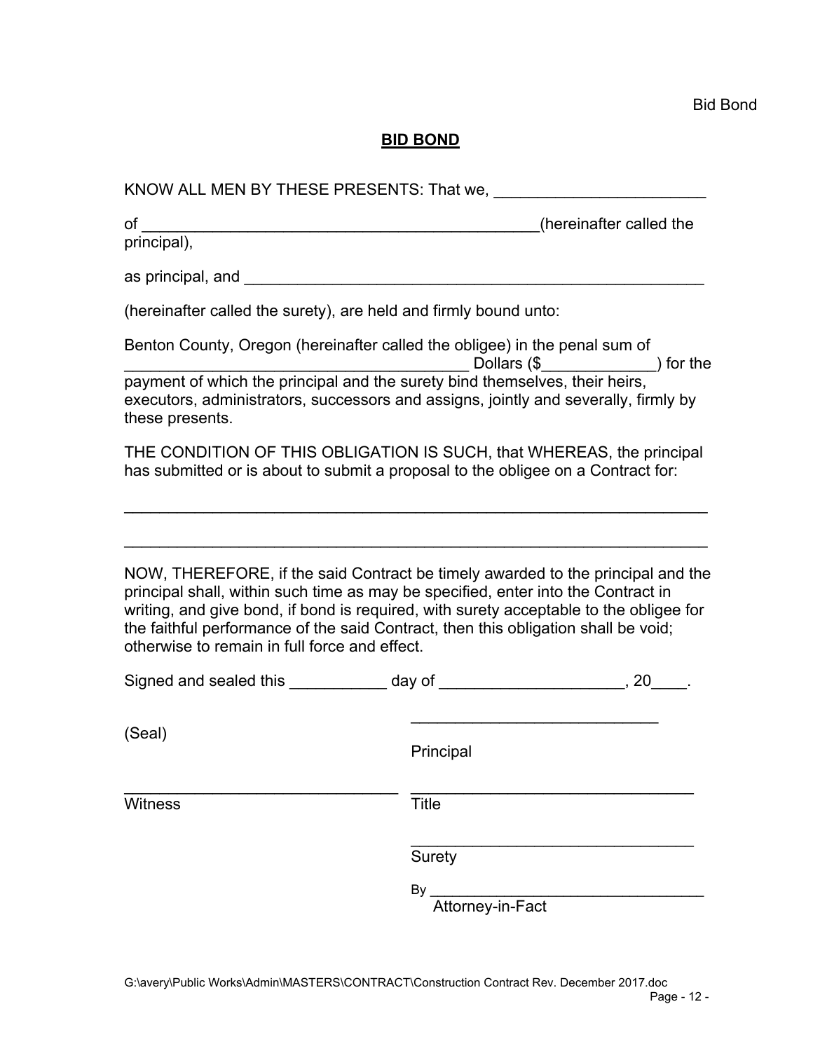# BID BOND

KNOW ALL MEN BY THESE PRESENTS: That we, ________________________

of ______________________________________________(hereinafter called the principal),

as principal, and ________________________________________________________

(hereinafter called the surety), are held and firmly bound unto:

Benton County, Oregon (hereinafter called the obligee) in the penal sum of ________________________________________ Dollars ($_____________) for the payment of which the principal and the surety bind themselves, their heirs, executors, administrators, successors and assigns, jointly and severally, firmly by these presents.

THE CONDITION OF THIS OBLIGATION IS SUCH, that WHEREAS, the principal has submitted or is about to submit a proposal to the obligee on a Contract for:

___________________________________________________________________

___________________________________________________________________

NOW, THEREFORE, if the said Contract be timely awarded to the principal and the principal shall, within such time as may be specified, enter into the Contract in writing, and give bond, if bond is required, with surety acceptable to the obligee for the faithful performance of the said Contract, then this obligation shall be void; otherwise to remain in full force and effect.

Signed and sealed this ___________ day of _____________________, 20____.

(Seal)

____________________________
Principal

_______________________________
Witness

_________________________________
Title

_________________________________
Surety

By _________________________________
Attorney-in-Fact

G:\avery\Public Works\Admin\MASTERS\CONTRACT\Construction Contract Rev. December 2017.doc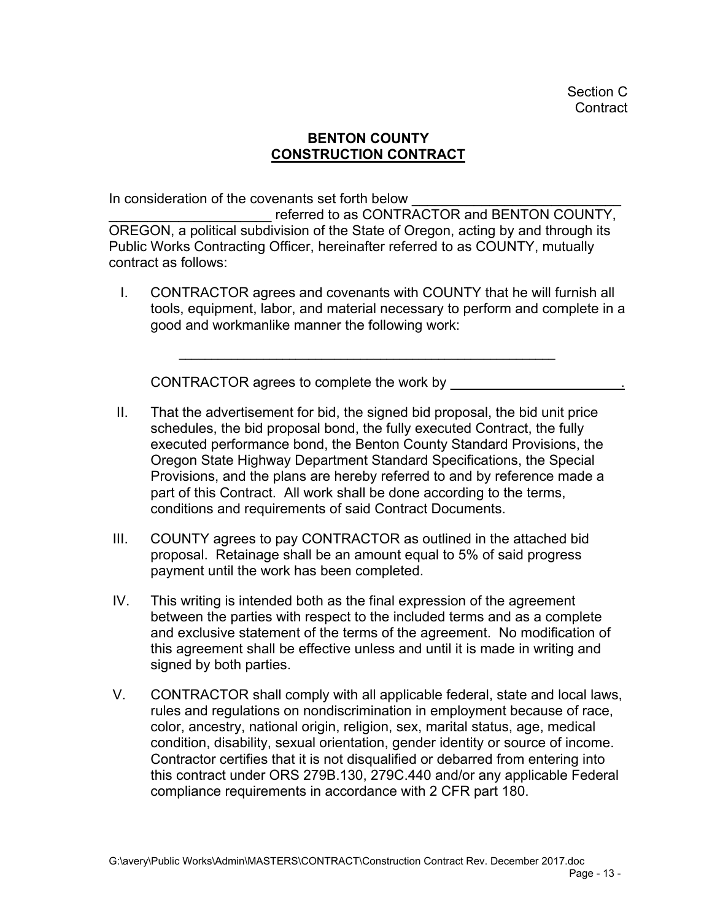Section C
Contract

**BENTON COUNTY**
**CONSTRUCTION CONTRACT**

In consideration of the covenants set forth below ___________________________ _____________________ referred to as CONTRACTOR and BENTON COUNTY, OREGON, a political subdivision of the State of Oregon, acting by and through its Public Works Contracting Officer, hereinafter referred to as COUNTY, mutually contract as follows:

I. CONTRACTOR agrees and covenants with COUNTY that he will furnish all tools, equipment, labor, and material necessary to perform and complete in a good and workmanlike manner the following work:

    ____________________________________________________

    CONTRACTOR agrees to complete the work by _______________________.

II. That the advertisement for bid, the signed bid proposal, the bid unit price schedules, the bid proposal bond, the fully executed Contract, the fully executed performance bond, the Benton County Standard Provisions, the Oregon State Highway Department Standard Specifications, the Special Provisions, and the plans are hereby referred to and by reference made a part of this Contract. All work shall be done according to the terms, conditions and requirements of said Contract Documents.

III. COUNTY agrees to pay CONTRACTOR as outlined in the attached bid proposal. Retainage shall be an amount equal to 5% of said progress payment until the work has been completed.

IV. This writing is intended both as the final expression of the agreement between the parties with respect to the included terms and as a complete and exclusive statement of the terms of the agreement. No modification of this agreement shall be effective unless and until it is made in writing and signed by both parties.

V. CONTRACTOR shall comply with all applicable federal, state and local laws, rules and regulations on nondiscrimination in employment because of race, color, ancestry, national origin, religion, sex, marital status, age, medical condition, disability, sexual orientation, gender identity or source of income. Contractor certifies that it is not disqualified or debarred from entering into this contract under ORS 279B.130, 279C.440 and/or any applicable Federal compliance requirements in accordance with 2 CFR part 180.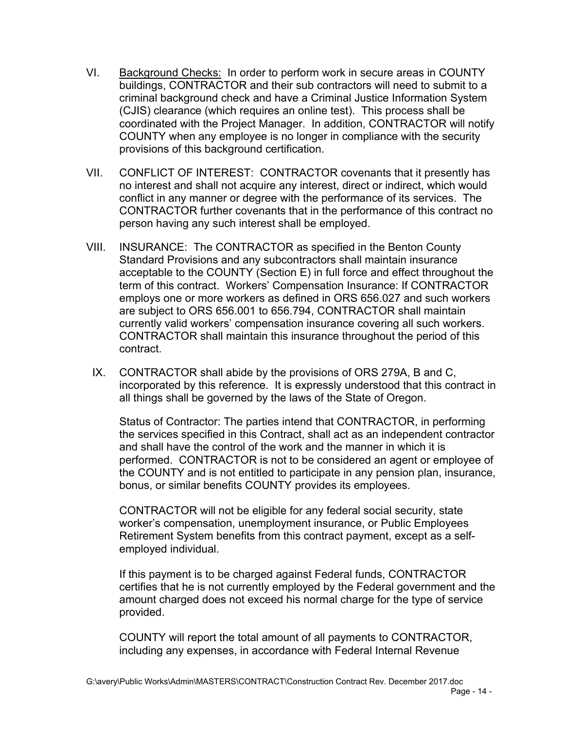VI. Background Checks: In order to perform work in secure areas in COUNTY buildings, CONTRACTOR and their sub contractors will need to submit to a criminal background check and have a Criminal Justice Information System (CJIS) clearance (which requires an online test). This process shall be coordinated with the Project Manager. In addition, CONTRACTOR will notify COUNTY when any employee is no longer in compliance with the security provisions of this background certification.

VII. CONFLICT OF INTEREST: CONTRACTOR covenants that it presently has no interest and shall not acquire any interest, direct or indirect, which would conflict in any manner or degree with the performance of its services. The CONTRACTOR further covenants that in the performance of this contract no person having any such interest shall be employed.

VIII. INSURANCE: The CONTRACTOR as specified in the Benton County Standard Provisions and any subcontractors shall maintain insurance acceptable to the COUNTY (Section E) in full force and effect throughout the term of this contract. Workers' Compensation Insurance: If CONTRACTOR employs one or more workers as defined in ORS 656.027 and such workers are subject to ORS 656.001 to 656.794, CONTRACTOR shall maintain currently valid workers' compensation insurance covering all such workers. CONTRACTOR shall maintain this insurance throughout the period of this contract.

IX. CONTRACTOR shall abide by the provisions of ORS 279A, B and C, incorporated by this reference. It is expressly understood that this contract in all things shall be governed by the laws of the State of Oregon.

Status of Contractor: The parties intend that CONTRACTOR, in performing the services specified in this Contract, shall act as an independent contractor and shall have the control of the work and the manner in which it is performed. CONTRACTOR is not to be considered an agent or employee of the COUNTY and is not entitled to participate in any pension plan, insurance, bonus, or similar benefits COUNTY provides its employees.

CONTRACTOR will not be eligible for any federal social security, state worker's compensation, unemployment insurance, or Public Employees Retirement System benefits from this contract payment, except as a self-employed individual.

If this payment is to be charged against Federal funds, CONTRACTOR certifies that he is not currently employed by the Federal government and the amount charged does not exceed his normal charge for the type of service provided.

COUNTY will report the total amount of all payments to CONTRACTOR, including any expenses, in accordance with Federal Internal Revenue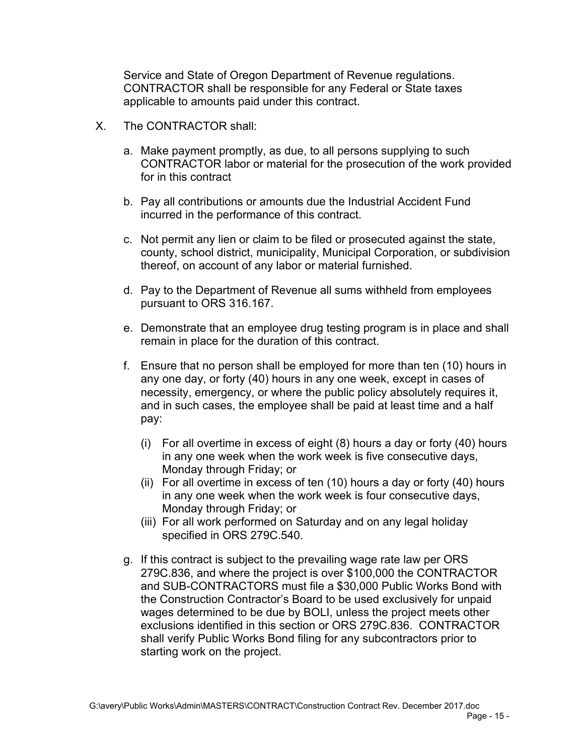Service and State of Oregon Department of Revenue regulations. CONTRACTOR shall be responsible for any Federal or State taxes applicable to amounts paid under this contract.

X. The CONTRACTOR shall:

a. Make payment promptly, as due, to all persons supplying to such CONTRACTOR labor or material for the prosecution of the work provided for in this contract

b. Pay all contributions or amounts due the Industrial Accident Fund incurred in the performance of this contract.

c. Not permit any lien or claim to be filed or prosecuted against the state, county, school district, municipality, Municipal Corporation, or subdivision thereof, on account of any labor or material furnished.

d. Pay to the Department of Revenue all sums withheld from employees pursuant to ORS 316.167.

e. Demonstrate that an employee drug testing program is in place and shall remain in place for the duration of this contract.

f. Ensure that no person shall be employed for more than ten (10) hours in any one day, or forty (40) hours in any one week, except in cases of necessity, emergency, or where the public policy absolutely requires it, and in such cases, the employee shall be paid at least time and a half pay:

   (i) For all overtime in excess of eight (8) hours a day or forty (40) hours in any one week when the work week is five consecutive days, Monday through Friday; or
   (ii) For all overtime in excess of ten (10) hours a day or forty (40) hours in any one week when the work week is four consecutive days, Monday through Friday; or
   (iii) For all work performed on Saturday and on any legal holiday specified in ORS 279C.540.

g. If this contract is subject to the prevailing wage rate law per ORS 279C.836, and where the project is over $100,000 the CONTRACTOR and SUB-CONTRACTORS must file a $30,000 Public Works Bond with the Construction Contractor's Board to be used exclusively for unpaid wages determined to be due by BOLI, unless the project meets other exclusions identified in this section or ORS 279C.836. CONTRACTOR shall verify Public Works Bond filing for any subcontractors prior to starting work on the project.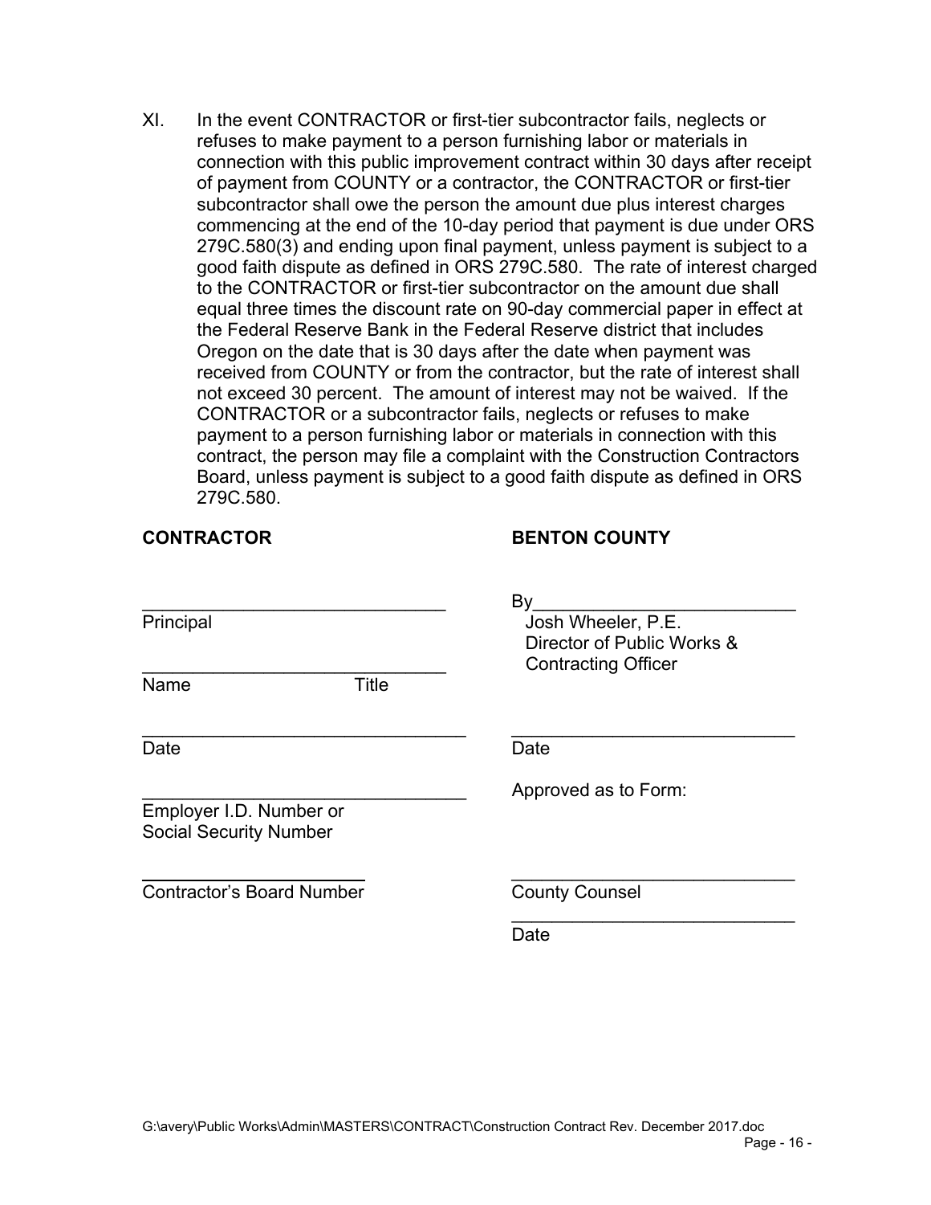XI. In the event CONTRACTOR or first-tier subcontractor fails, neglects or refuses to make payment to a person furnishing labor or materials in connection with this public improvement contract within 30 days after receipt of payment from COUNTY or a contractor, the CONTRACTOR or first-tier subcontractor shall owe the person the amount due plus interest charges commencing at the end of the 10-day period that payment is due under ORS 279C.580(3) and ending upon final payment, unless payment is subject to a good faith dispute as defined in ORS 279C.580. The rate of interest charged to the CONTRACTOR or first-tier subcontractor on the amount due shall equal three times the discount rate on 90-day commercial paper in effect at the Federal Reserve Bank in the Federal Reserve district that includes Oregon on the date that is 30 days after the date when payment was received from COUNTY or from the contractor, but the rate of interest shall not exceed 30 percent. The amount of interest may not be waived. If the CONTRACTOR or a subcontractor fails, neglects or refuses to make payment to a person furnishing labor or materials in connection with this contract, the person may file a complaint with the Construction Contractors Board, unless payment is subject to a good faith dispute as defined in ORS 279C.580.

| **CONTRACTOR** | **BENTON COUNTY** |
|---|---|
| ______________________________<br>Principal | By__________________________<br>Josh Wheeler, P.E.<br>Director of Public Works &<br>Contracting Officer |
| ______________________________<br>Name Title | |
| ______________________________<br>Date | ______________________________<br>Date |
| ______________________________<br>Employer I.D. Number or<br>Social Security Number | Approved as to Form: |
| ______________________<br>Contractor's Board Number | ______________________________<br>County Counsel |
| | ______________________________<br>Date |

G:\avery\Public Works\Admin\MASTERS\CONTRACT\Construction Contract Rev. December 2017.doc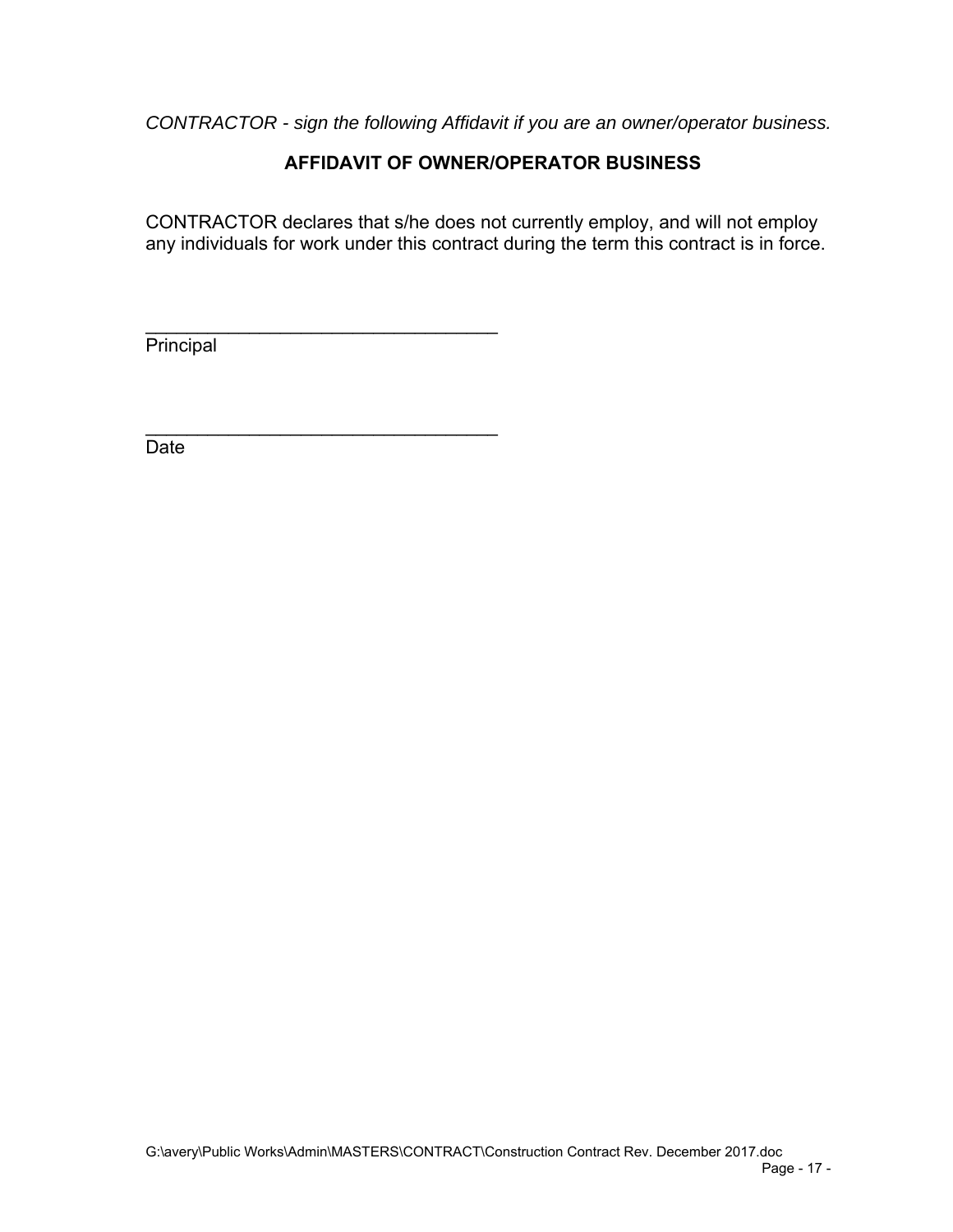*CONTRACTOR - sign the following Affidavit if you are an owner/operator business.*

## AFFIDAVIT OF OWNER/OPERATOR BUSINESS

CONTRACTOR declares that s/he does not currently employ, and will not employ any individuals for work under this contract during the term this contract is in force.

\_\_\_\_\_\_\_\_\_\_\_\_\_\_\_\_\_\_\_\_\_\_\_\_\_\_\_\_\_\_\_\_\_\_
Principal

\_\_\_\_\_\_\_\_\_\_\_\_\_\_\_\_\_\_\_\_\_\_\_\_\_\_\_\_\_\_\_\_\_\_
Date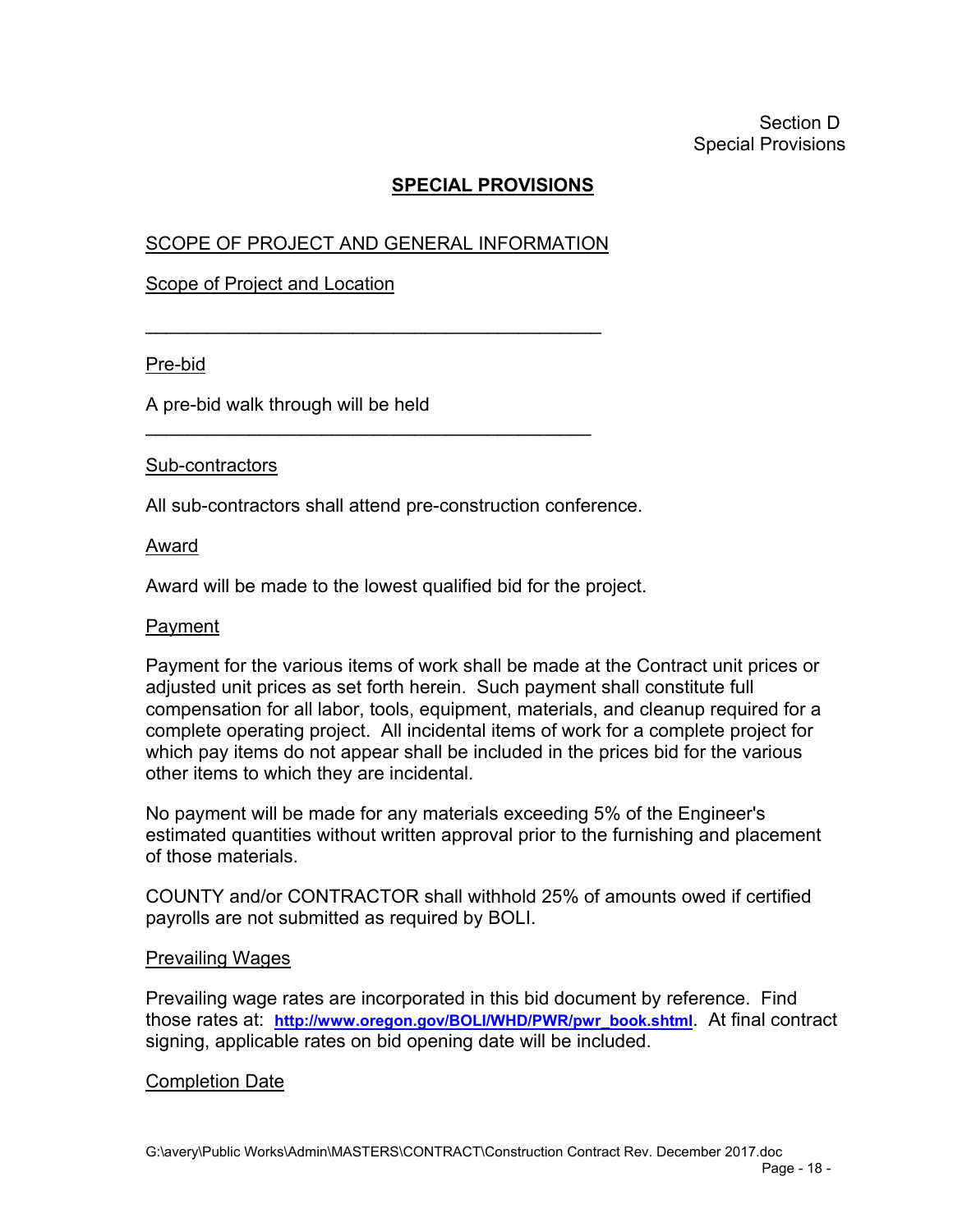Section D
Special Provisions

# SPECIAL PROVISIONS

## SCOPE OF PROJECT AND GENERAL INFORMATION

### Scope of Project and Location

_____________________________________________

### Pre-bid

A pre-bid walk through will be held
_____________________________________________

### Sub-contractors

All sub-contractors shall attend pre-construction conference.

### Award

Award will be made to the lowest qualified bid for the project.

### Payment

Payment for the various items of work shall be made at the Contract unit prices or adjusted unit prices as set forth herein. Such payment shall constitute full compensation for all labor, tools, equipment, materials, and cleanup required for a complete operating project. All incidental items of work for a complete project for which pay items do not appear shall be included in the prices bid for the various other items to which they are incidental.

No payment will be made for any materials exceeding 5% of the Engineer's estimated quantities without written approval prior to the furnishing and placement of those materials.

COUNTY and/or CONTRACTOR shall withhold 25% of amounts owed if certified payrolls are not submitted as required by BOLI.

### Prevailing Wages

Prevailing wage rates are incorporated in this bid document by reference. Find those rates at: **http://www.oregon.gov/BOLI/WHD/PWR/pwr_book.shtml**. At final contract signing, applicable rates on bid opening date will be included.

### Completion Date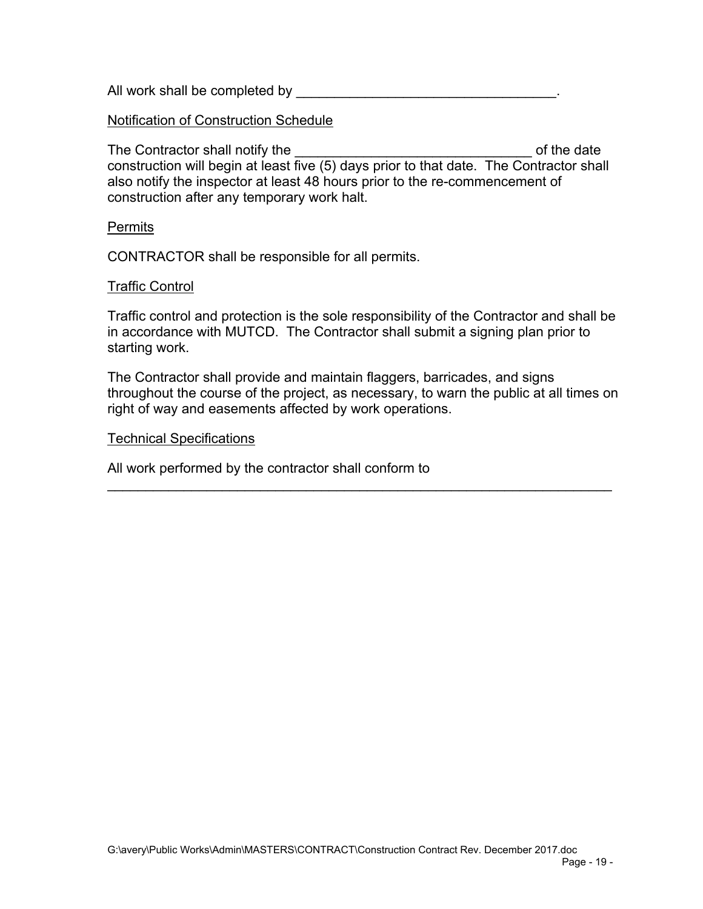All work shall be completed by ___________________________________.

Notification of Construction Schedule

The Contractor shall notify the _______________________________ of the date construction will begin at least five (5) days prior to that date. The Contractor shall also notify the inspector at least 48 hours prior to the re-commencement of construction after any temporary work halt.

Permits

CONTRACTOR shall be responsible for all permits.

Traffic Control

Traffic control and protection is the sole responsibility of the Contractor and shall be in accordance with MUTCD. The Contractor shall submit a signing plan prior to starting work.

The Contractor shall provide and maintain flaggers, barricades, and signs throughout the course of the project, as necessary, to warn the public at all times on right of way and easements affected by work operations.

Technical Specifications

All work performed by the contractor shall conform to _____________________________________________________________________

G:\avery\Public Works\Admin\MASTERS\CONTRACT\Construction Contract Rev. December 2017.doc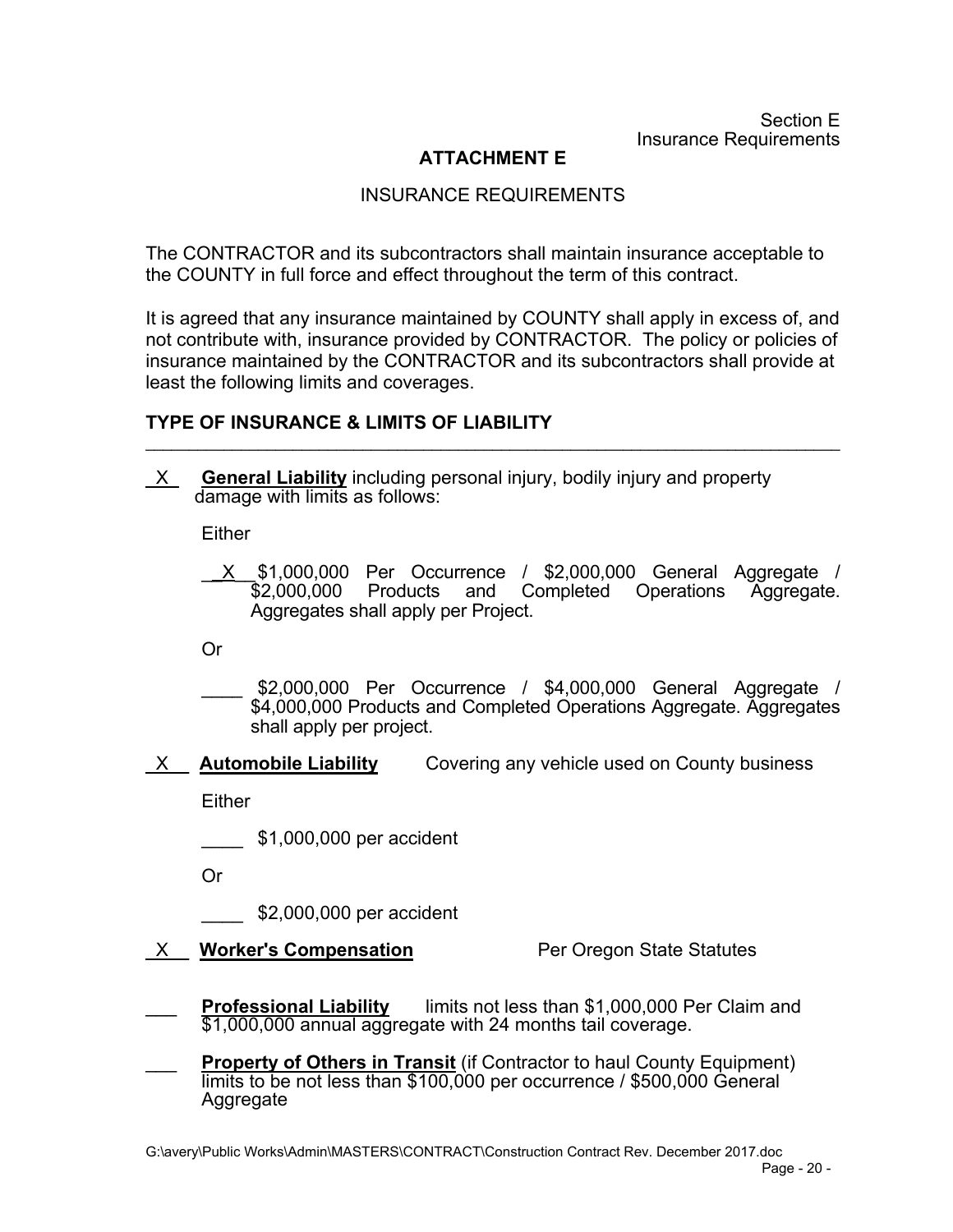Section E
Insurance Requirements

## ATTACHMENT E

INSURANCE REQUIREMENTS

The CONTRACTOR and its subcontractors shall maintain insurance acceptable to the COUNTY in full force and effect throughout the term of this contract.

It is agreed that any insurance maintained by COUNTY shall apply in excess of, and not contribute with, insurance provided by CONTRACTOR. The policy or policies of insurance maintained by the CONTRACTOR and its subcontractors shall provide at least the following limits and coverages.

### TYPE OF INSURANCE & LIMITS OF LIABILITY

\_X\_ **General Liability** including personal injury, bodily injury and property damage with limits as follows:

Either

\_X\_ $1,000,000 Per Occurrence / $2,000,000 General Aggregate / $2,000,000 Products and Completed Operations Aggregate. Aggregates shall apply per Project.

Or

\_\_\_\_ $2,000,000 Per Occurrence / $4,000,000 General Aggregate / $4,000,000 Products and Completed Operations Aggregate. Aggregates shall apply per project.

\_X\_ **Automobile Liability** Covering any vehicle used on County business

Either

\_\_\_\_ $1,000,000 per accident

Or

\_\_\_\_ $2,000,000 per accident

\_X\_ **Worker's Compensation** Per Oregon State Statutes

\_\_\_ **Professional Liability** limits not less than $1,000,000 Per Claim and $1,000,000 annual aggregate with 24 months tail coverage.

\_\_\_ **Property of Others in Transit** (if Contractor to haul County Equipment) limits to be not less than $100,000 per occurrence / $500,000 General Aggregate

G:\avery\Public Works\Admin\MASTERS\CONTRACT\Construction Contract Rev. December 2017.doc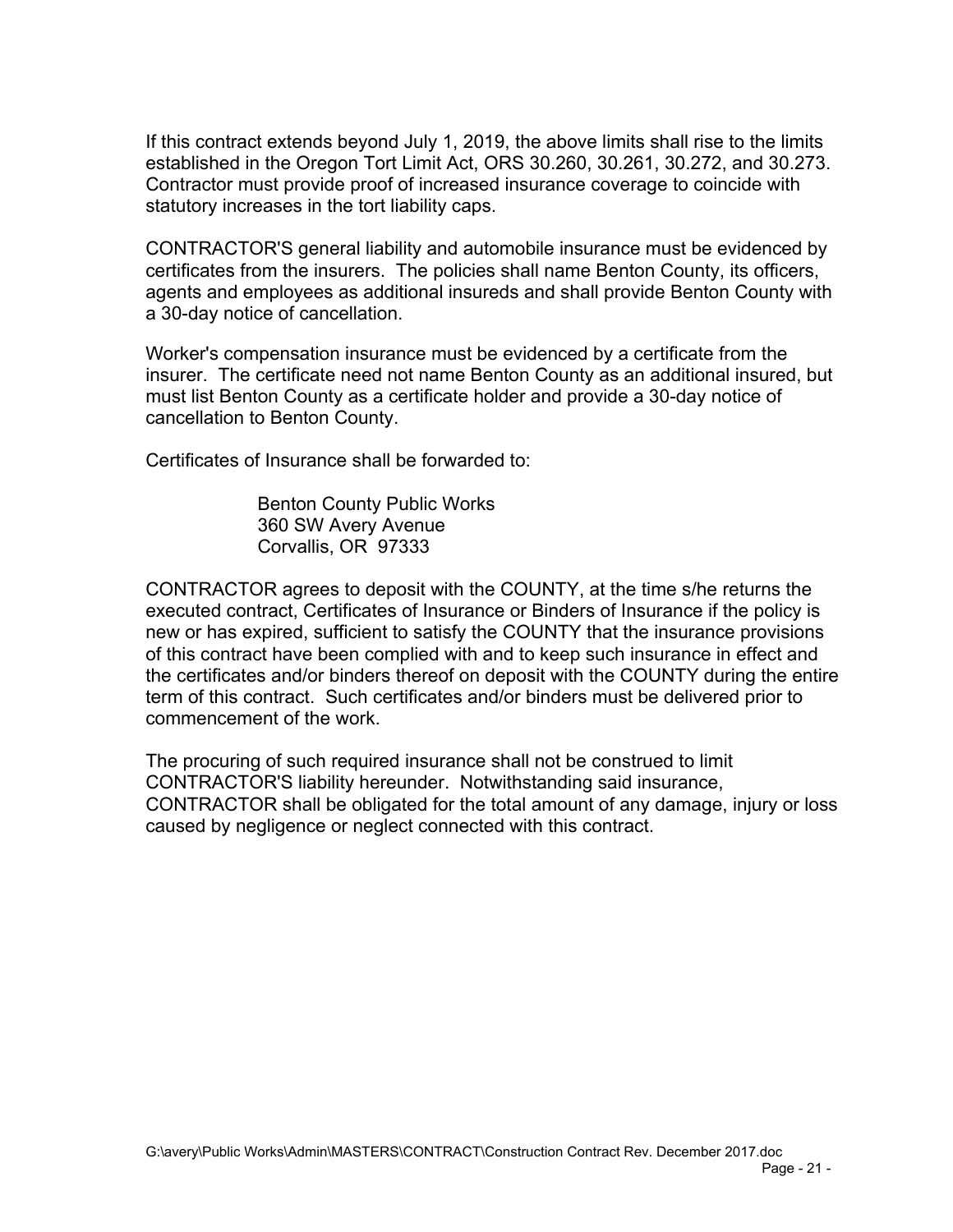If this contract extends beyond July 1, 2019, the above limits shall rise to the limits established in the Oregon Tort Limit Act, ORS 30.260, 30.261, 30.272, and 30.273. Contractor must provide proof of increased insurance coverage to coincide with statutory increases in the tort liability caps.

CONTRACTOR'S general liability and automobile insurance must be evidenced by certificates from the insurers. The policies shall name Benton County, its officers, agents and employees as additional insureds and shall provide Benton County with a 30-day notice of cancellation.

Worker's compensation insurance must be evidenced by a certificate from the insurer. The certificate need not name Benton County as an additional insured, but must list Benton County as a certificate holder and provide a 30-day notice of cancellation to Benton County.

Certificates of Insurance shall be forwarded to:

> Benton County Public Works
> 360 SW Avery Avenue
> Corvallis, OR 97333

CONTRACTOR agrees to deposit with the COUNTY, at the time s/he returns the executed contract, Certificates of Insurance or Binders of Insurance if the policy is new or has expired, sufficient to satisfy the COUNTY that the insurance provisions of this contract have been complied with and to keep such insurance in effect and the certificates and/or binders thereof on deposit with the COUNTY during the entire term of this contract. Such certificates and/or binders must be delivered prior to commencement of the work.

The procuring of such required insurance shall not be construed to limit CONTRACTOR'S liability hereunder. Notwithstanding said insurance, CONTRACTOR shall be obligated for the total amount of any damage, injury or loss caused by negligence or neglect connected with this contract.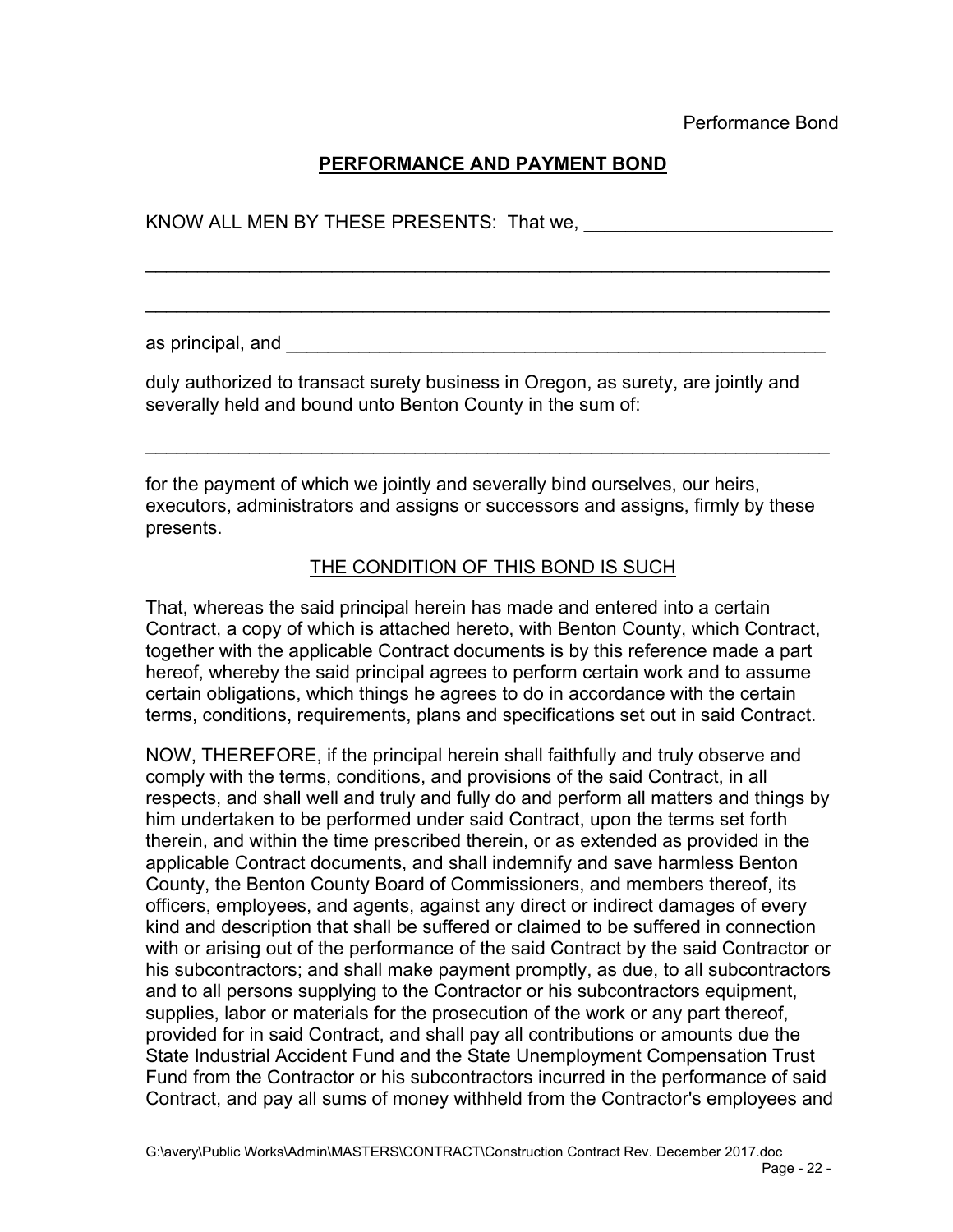# **PERFORMANCE AND PAYMENT BOND**

KNOW ALL MEN BY THESE PRESENTS: That we, ________________________

____________________________________________________________________

____________________________________________________________________

as principal, and ______________________________________________________

duly authorized to transact surety business in Oregon, as surety, are jointly and severally held and bound unto Benton County in the sum of:

____________________________________________________________________

for the payment of which we jointly and severally bind ourselves, our heirs, executors, administrators and assigns or successors and assigns, firmly by these presents.

<u>THE CONDITION OF THIS BOND IS SUCH</u>

That, whereas the said principal herein has made and entered into a certain Contract, a copy of which is attached hereto, with Benton County, which Contract, together with the applicable Contract documents is by this reference made a part hereof, whereby the said principal agrees to perform certain work and to assume certain obligations, which things he agrees to do in accordance with the certain terms, conditions, requirements, plans and specifications set out in said Contract.

NOW, THEREFORE, if the principal herein shall faithfully and truly observe and comply with the terms, conditions, and provisions of the said Contract, in all respects, and shall well and truly and fully do and perform all matters and things by him undertaken to be performed under said Contract, upon the terms set forth therein, and within the time prescribed therein, or as extended as provided in the applicable Contract documents, and shall indemnify and save harmless Benton County, the Benton County Board of Commissioners, and members thereof, its officers, employees, and agents, against any direct or indirect damages of every kind and description that shall be suffered or claimed to be suffered in connection with or arising out of the performance of the said Contract by the said Contractor or his subcontractors; and shall make payment promptly, as due, to all subcontractors and to all persons supplying to the Contractor or his subcontractors equipment, supplies, labor or materials for the prosecution of the work or any part thereof, provided for in said Contract, and shall pay all contributions or amounts due the State Industrial Accident Fund and the State Unemployment Compensation Trust Fund from the Contractor or his subcontractors incurred in the performance of said Contract, and pay all sums of money withheld from the Contractor's employees and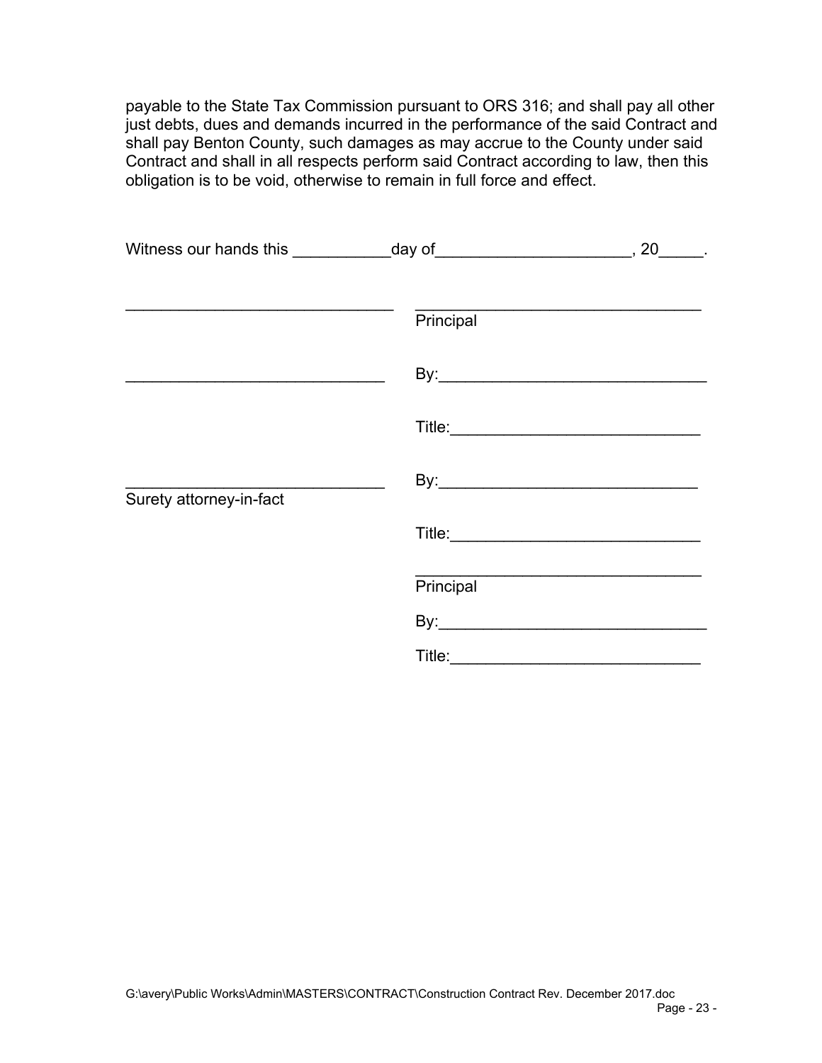payable to the State Tax Commission pursuant to ORS 316; and shall pay all other just debts, dues and demands incurred in the performance of the said Contract and shall pay Benton County, such damages as may accrue to the County under said Contract and shall in all respects perform said Contract according to law, then this obligation is to be void, otherwise to remain in full force and effect.

Witness our hands this ___________day of_____________________, 20_____.

| | |
|---|---|
| ______________________________ | ________________________________<br>Principal |
| _____________________________ | By:______________________________ |
| | Title:____________________________ |
| _____________________________<br>Surety attorney-in-fact | By:_____________________________ |
| | Title:____________________________ |
| | ________________________________<br>Principal |
| | By:______________________________ |
| | Title:____________________________ |

G:\avery\Public Works\Admin\MASTERS\CONTRACT\Construction Contract Rev. December 2017.doc